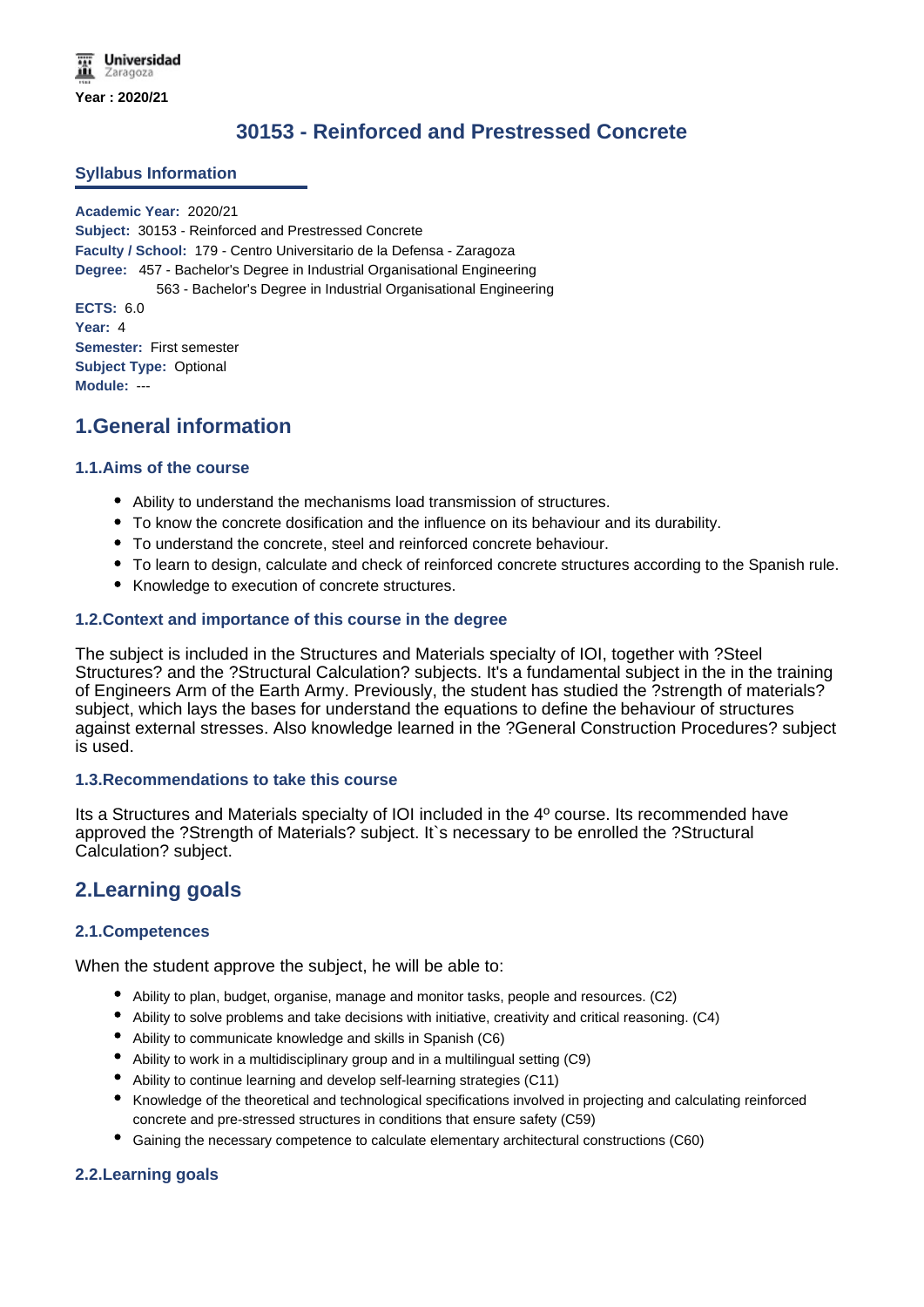Year : 2020/21

# 30153 - Reinforced and Prestressed Concrete

## Syllabus Information

**Academic Year:** 2020/21
**Subject:** 30153 - Reinforced and Prestressed Concrete
**Faculty / School:** 179 - Centro Universitario de la Defensa - Zaragoza
**Degree:** 457 - Bachelor's Degree in Industrial Organisational Engineering
563 - Bachelor's Degree in Industrial Organisational Engineering
**ECTS:** 6.0
**Year:** 4
**Semester:** First semester
**Subject Type:** Optional
**Module:** ---

## 1.General information

### 1.1.Aims of the course

- Ability to understand the mechanisms load transmission of structures.
- To know the concrete dosification and the influence on its behaviour and its durability.
- To understand the concrete, steel and reinforced concrete behaviour.
- To learn to design, calculate and check of reinforced concrete structures according to the Spanish rule.
- Knowledge to execution of concrete structures.

### 1.2.Context and importance of this course in the degree

The subject is included in the Structures and Materials specialty of IOI, together with ?Steel Structures? and the ?Structural Calculation? subjects. It's a fundamental subject in the in the training of Engineers Arm of the Earth Army. Previously, the student has studied the ?strength of materials? subject, which lays the bases for understand the equations to define the behaviour of structures against external stresses. Also knowledge learned in the ?General Construction Procedures? subject is used.

### 1.3.Recommendations to take this course

Its a Structures and Materials specialty of IOI included in the 4º course. Its recommended have approved the ?Strength of Materials? subject. It`s necessary to be enrolled the ?Structural Calculation? subject.

## 2.Learning goals

### 2.1.Competences

When the student approve the subject, he will be able to:

- Ability to plan, budget, organise, manage and monitor tasks, people and resources. (C2)
- Ability to solve problems and take decisions with initiative, creativity and critical reasoning. (C4)
- Ability to communicate knowledge and skills in Spanish (C6)
- Ability to work in a multidisciplinary group and in a multilingual setting (C9)
- Ability to continue learning and develop self-learning strategies (C11)
- Knowledge of the theoretical and technological specifications involved in projecting and calculating reinforced concrete and pre-stressed structures in conditions that ensure safety (C59)
- Gaining the necessary competence to calculate elementary architectural constructions (C60)

### 2.2.Learning goals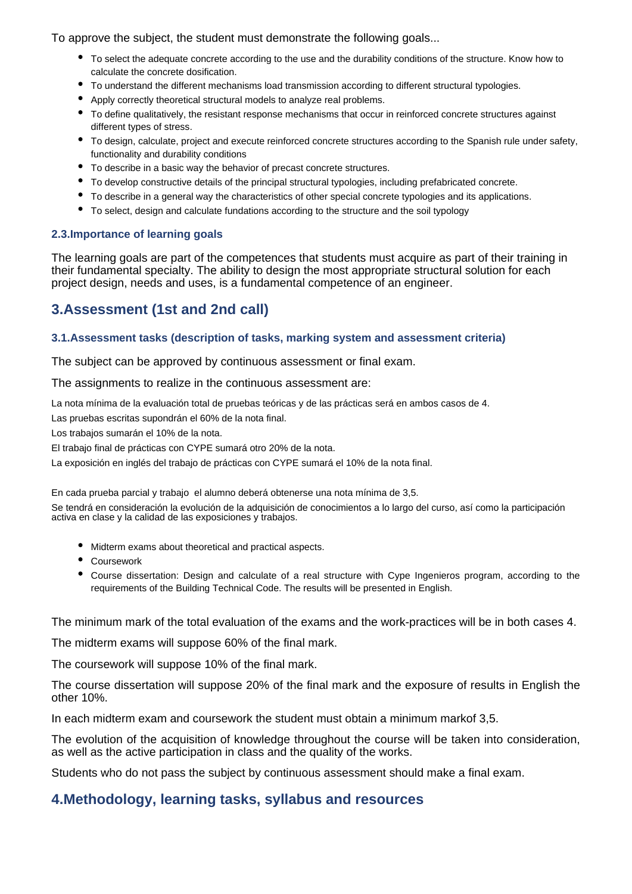To approve the subject, the student must demonstrate the following goals...

- To select the adequate concrete according to the use and the durability conditions of the structure. Know how to calculate the concrete dosification.
- To understand the different mechanisms load transmission according to different structural typologies.
- Apply correctly theoretical structural models to analyze real problems.
- To define qualitatively, the resistant response mechanisms that occur in reinforced concrete structures against different types of stress.
- To design, calculate, project and execute reinforced concrete structures according to the Spanish rule under safety, functionality and durability conditions
- To describe in a basic way the behavior of precast concrete structures.
- To develop constructive details of the principal structural typologies, including prefabricated concrete.
- To describe in a general way the characteristics of other special concrete typologies and its applications.
- To select, design and calculate fundations according to the structure and the soil typology

### 2.3.Importance of learning goals

The learning goals are part of the competences that students must acquire as part of their training in their fundamental specialty. The ability to design the most appropriate structural solution for each project design, needs and uses, is a fundamental competence of an engineer.

## 3.Assessment (1st and 2nd call)

### 3.1.Assessment tasks (description of tasks, marking system and assessment criteria)

The subject can be approved by continuous assessment or final exam.

The assignments to realize in the continuous assessment are:

La nota mínima de la evaluación total de pruebas teóricas y de las prácticas será en ambos casos de 4.

Las pruebas escritas supondrán el 60% de la nota final.

Los trabajos sumarán el 10% de la nota.

El trabajo final de prácticas con CYPE sumará otro 20% de la nota.

La exposición en inglés del trabajo de prácticas con CYPE sumará el 10% de la nota final.

En cada prueba parcial y trabajo el alumno deberá obtenerse una nota mínima de 3,5.

Se tendrá en consideración la evolución de la adquisición de conocimientos a lo largo del curso, así como la participación activa en clase y la calidad de las exposiciones y trabajos.

- Midterm exams about theoretical and practical aspects.
- Coursework
- Course dissertation: Design and calculate of a real structure with Cype Ingenieros program, according to the requirements of the Building Technical Code. The results will be presented in English.

The minimum mark of the total evaluation of the exams and the work-practices will be in both cases 4.

The midterm exams will suppose 60% of the final mark.

The coursework will suppose 10% of the final mark.

The course dissertation will suppose 20% of the final mark and the exposure of results in English the other 10%.

In each midterm exam and coursework the student must obtain a minimum markof 3,5.

The evolution of the acquisition of knowledge throughout the course will be taken into consideration, as well as the active participation in class and the quality of the works.

Students who do not pass the subject by continuous assessment should make a final exam.

## 4.Methodology, learning tasks, syllabus and resources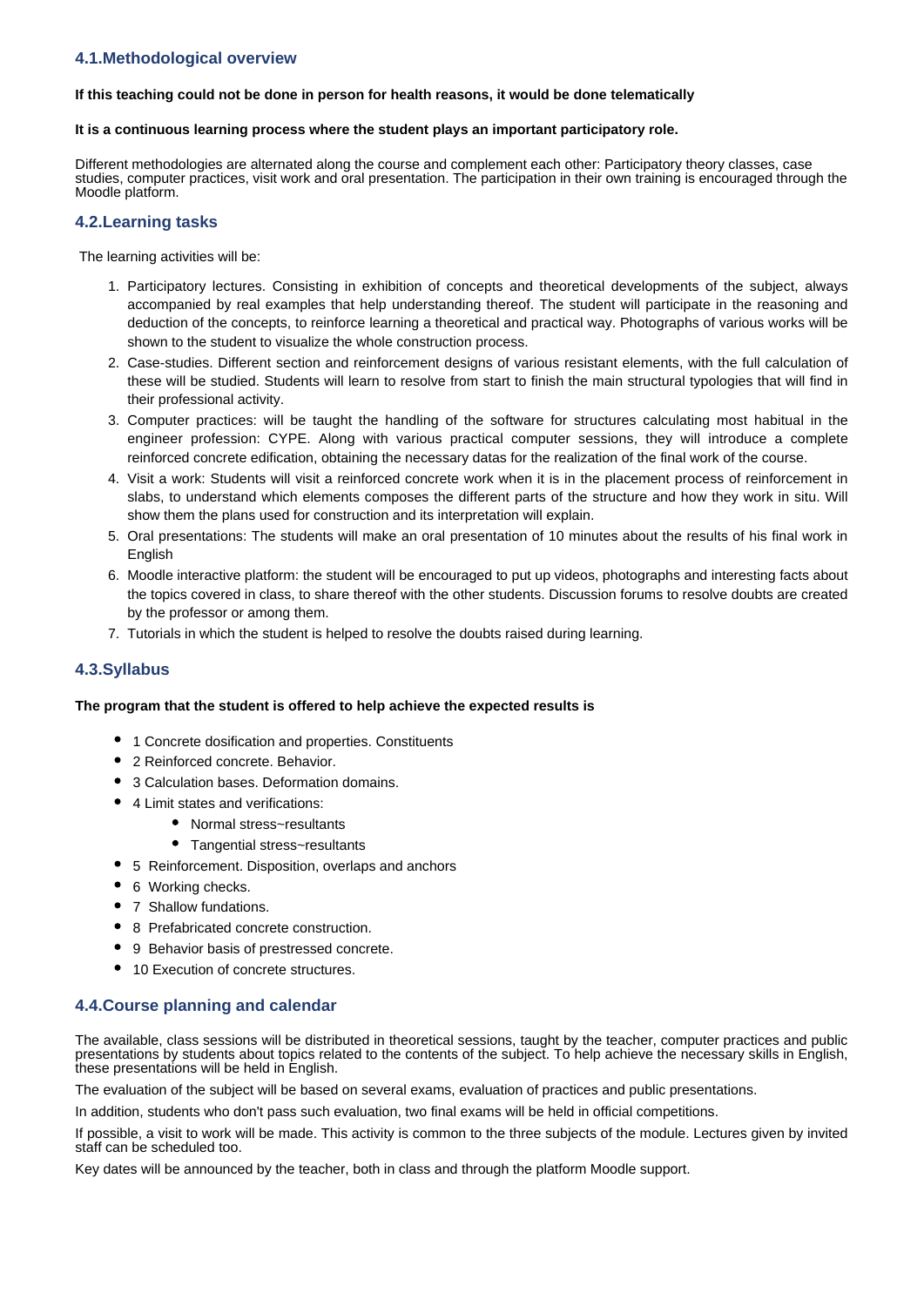## 4.1.Methodological overview

**If this teaching could not be done in person for health reasons, it would be done telematically**

**It is a continuous learning process where the student plays an important participatory role.**

Different methodologies are alternated along the course and complement each other: Participatory theory classes, case studies, computer practices, visit work and oral presentation. The participation in their own training is encouraged through the Moodle platform.

## 4.2.Learning tasks

The learning activities will be:

1. Participatory lectures. Consisting in exhibition of concepts and theoretical developments of the subject, always accompanied by real examples that help understanding thereof. The student will participate in the reasoning and deduction of the concepts, to reinforce learning a theoretical and practical way. Photographs of various works will be shown to the student to visualize the whole construction process.
2. Case-studies. Different section and reinforcement designs of various resistant elements, with the full calculation of these will be studied. Students will learn to resolve from start to finish the main structural typologies that will find in their professional activity.
3. Computer practices: will be taught the handling of the software for structures calculating most habitual in the engineer profession: CYPE. Along with various practical computer sessions, they will introduce a complete reinforced concrete edification, obtaining the necessary datas for the realization of the final work of the course.
4. Visit a work: Students will visit a reinforced concrete work when it is in the placement process of reinforcement in slabs, to understand which elements composes the different parts of the structure and how they work in situ. Will show them the plans used for construction and its interpretation will explain.
5. Oral presentations: The students will make an oral presentation of 10 minutes about the results of his final work in English
6. Moodle interactive platform: the student will be encouraged to put up videos, photographs and interesting facts about the topics covered in class, to share thereof with the other students. Discussion forums to resolve doubts are created by the professor or among them.
7. Tutorials in which the student is helped to resolve the doubts raised during learning.

## 4.3.Syllabus

**The program that the student is offered to help achieve the expected results is**

- 1 Concrete dosification and properties. Constituents
- 2 Reinforced concrete. Behavior.
- 3 Calculation bases. Deformation domains.
- 4 Limit states and verifications:
  - Normal stress~resultants
  - Tangential stress~resultants
- 5 Reinforcement. Disposition, overlaps and anchors
- 6 Working checks.
- 7 Shallow fundations.
- 8 Prefabricated concrete construction.
- 9 Behavior basis of prestressed concrete.
- 10 Execution of concrete structures.

## 4.4.Course planning and calendar

The available, class sessions will be distributed in theoretical sessions, taught by the teacher, computer practices and public presentations by students about topics related to the contents of the subject. To help achieve the necessary skills in English, these presentations will be held in English.

The evaluation of the subject will be based on several exams, evaluation of practices and public presentations.

In addition, students who don't pass such evaluation, two final exams will be held in official competitions.

If possible, a visit to work will be made. This activity is common to the three subjects of the module. Lectures given by invited staff can be scheduled too.

Key dates will be announced by the teacher, both in class and through the platform Moodle support.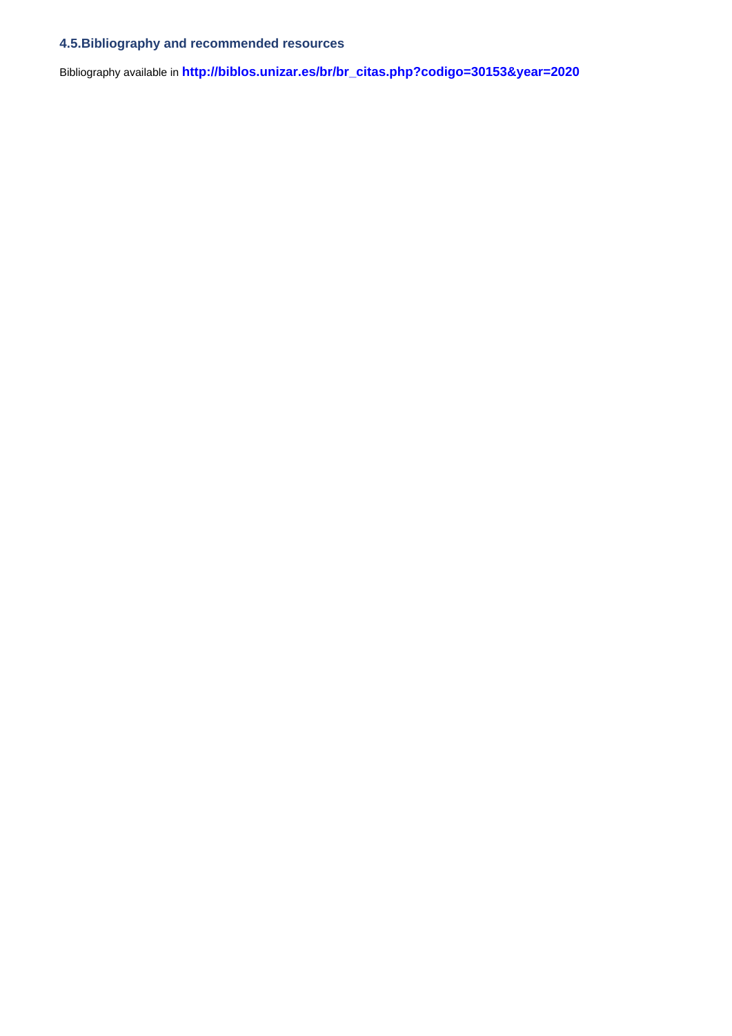### 4.5.Bibliography and recommended resources

Bibliography available in **http://biblos.unizar.es/br/br_citas.php?codigo=30153&year=2020**